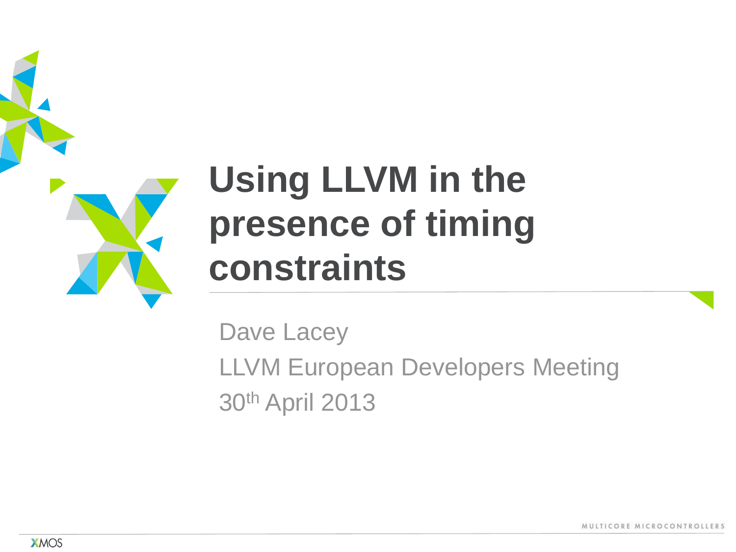# Using LLVM in the presence of timing constraints

Dave Lacey

LLVM European Developers Meeting

30th April 2013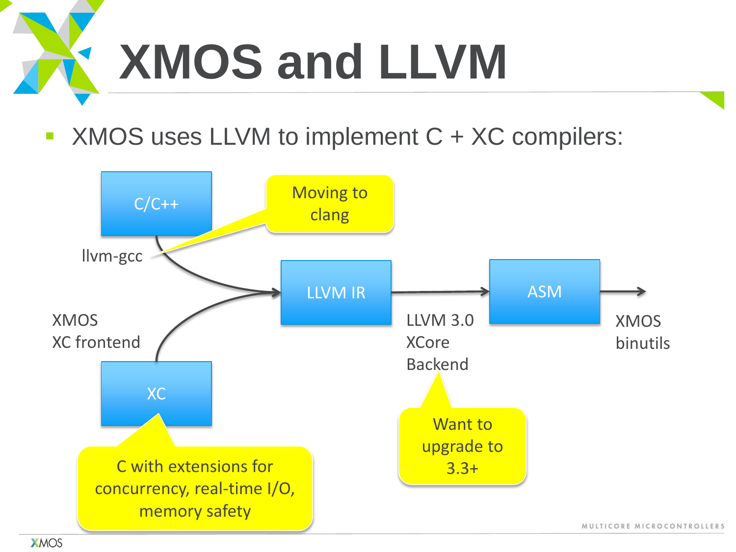# XMOS and LLVM

- XMOS uses LLVM to implement C + XC compilers:

C/C++ → llvm-gcc → LLVM IR

XC → XMOS XC frontend → LLVM IR

LLVM IR → LLVM 3.0 XCore Backend → ASM → XMOS binutils

Moving to clang

C with extensions for concurrency, real-time I/O, memory safety

Want to upgrade to 3.3+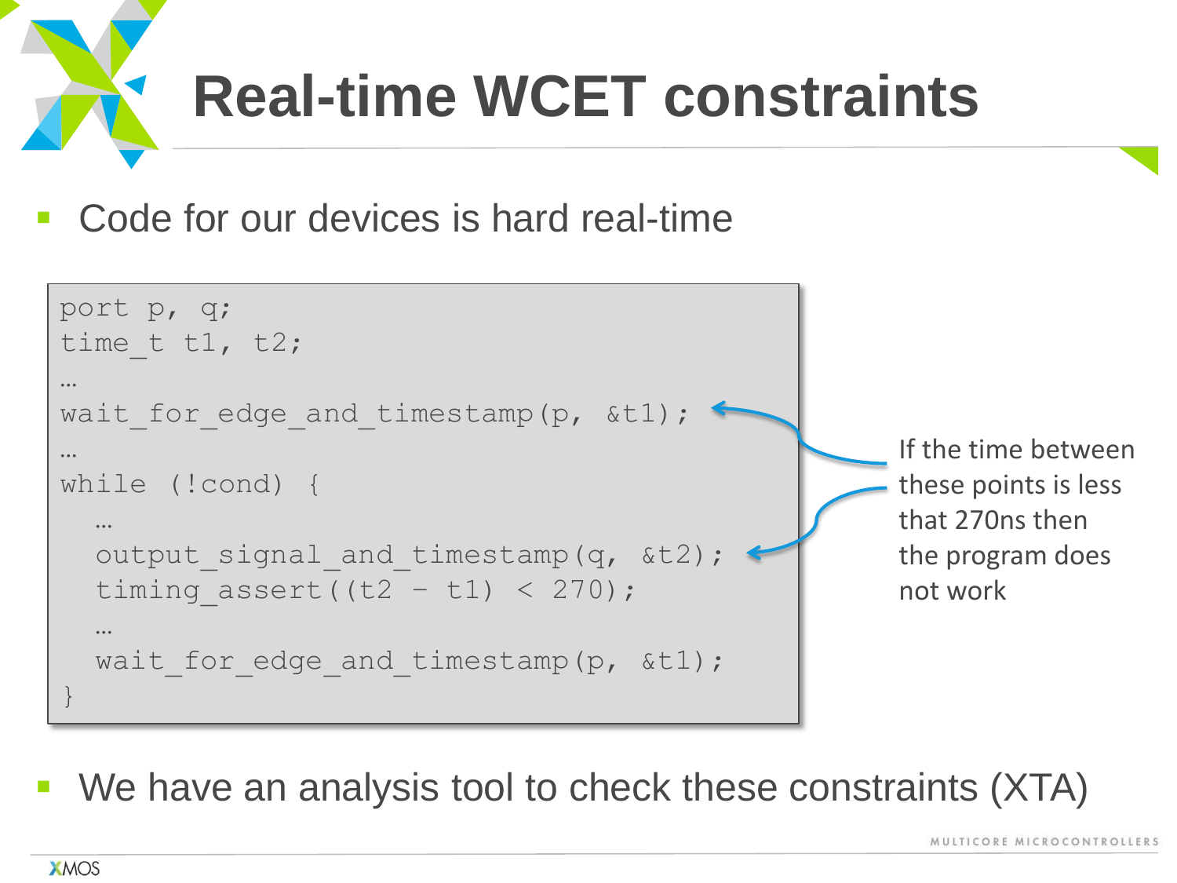# Real-time WCET constraints

- Code for our devices is hard real-time

```
port p, q;
time_t t1, t2;
…
wait_for_edge_and_timestamp(p, &t1);
…
while (!cond) {
  …
  output_signal_and_timestamp(q, &t2);
  timing_assert((t2 – t1) < 270);
  …
  wait_for_edge_and_timestamp(p, &t1);
}
```

If the time between these points is less that 270ns then the program does not work

- We have an analysis tool to check these constraints (XTA)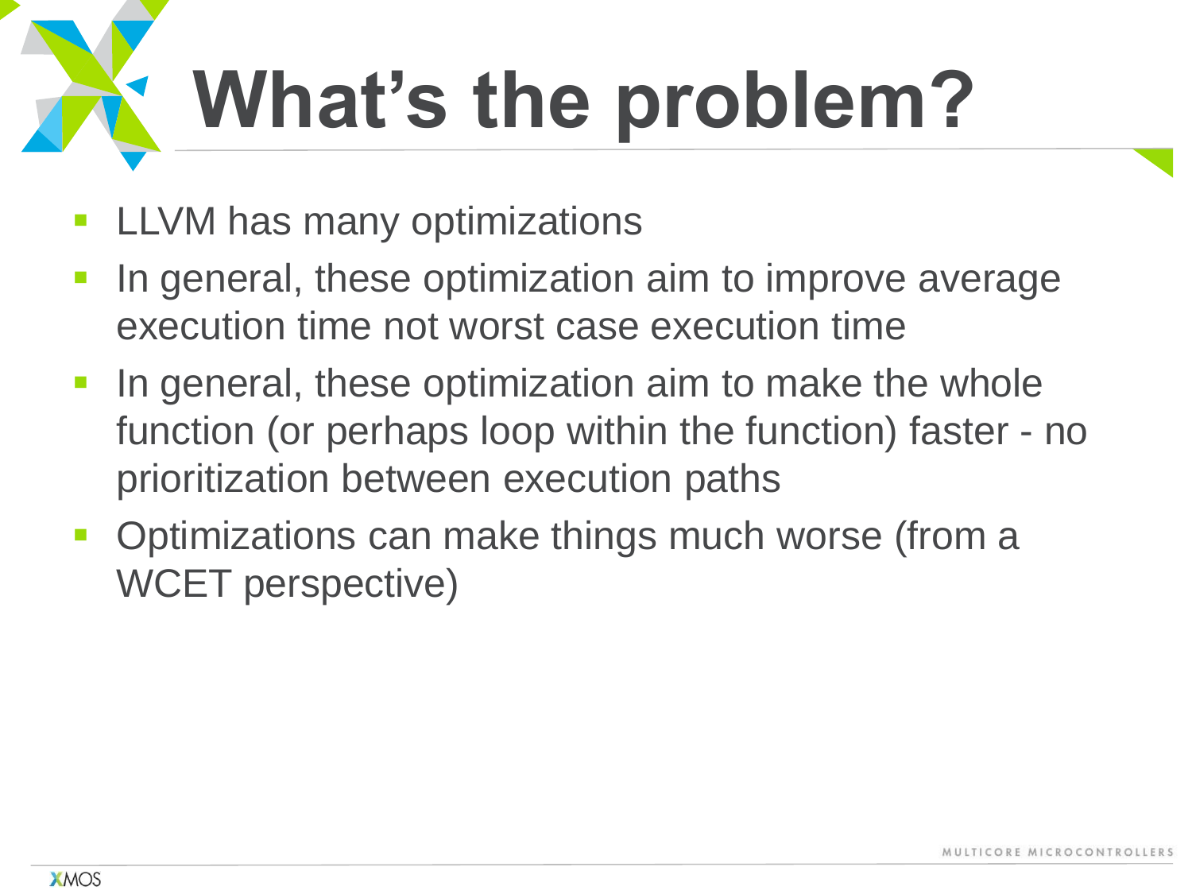# What's the problem?

- LLVM has many optimizations
- In general, these optimization aim to improve average execution time not worst case execution time
- In general, these optimization aim to make the whole function (or perhaps loop within the function) faster - no prioritization between execution paths
- Optimizations can make things much worse (from a WCET perspective)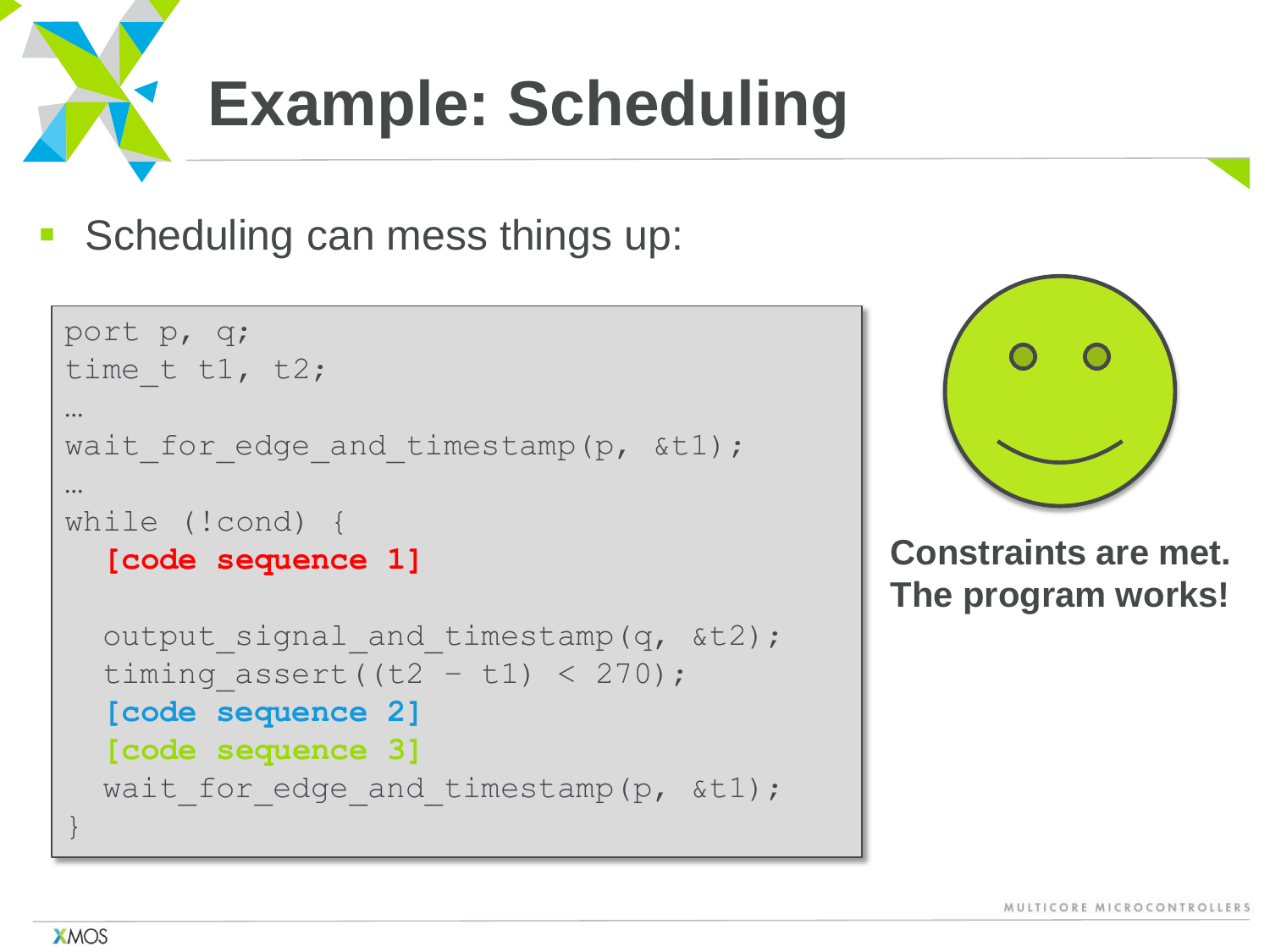# Example: Scheduling

- Scheduling can mess things up:

```
port p, q;
time_t t1, t2;
…
wait_for_edge_and_timestamp(p, &t1);
…
while (!cond) {
  [code sequence 1]

  output_signal_and_timestamp(q, &t2);
  timing_assert((t2 – t1) < 270);
  [code sequence 2]
  [code sequence 3]
  wait_for_edge_and_timestamp(p, &t1);
}
```

**Constraints are met. The program works!**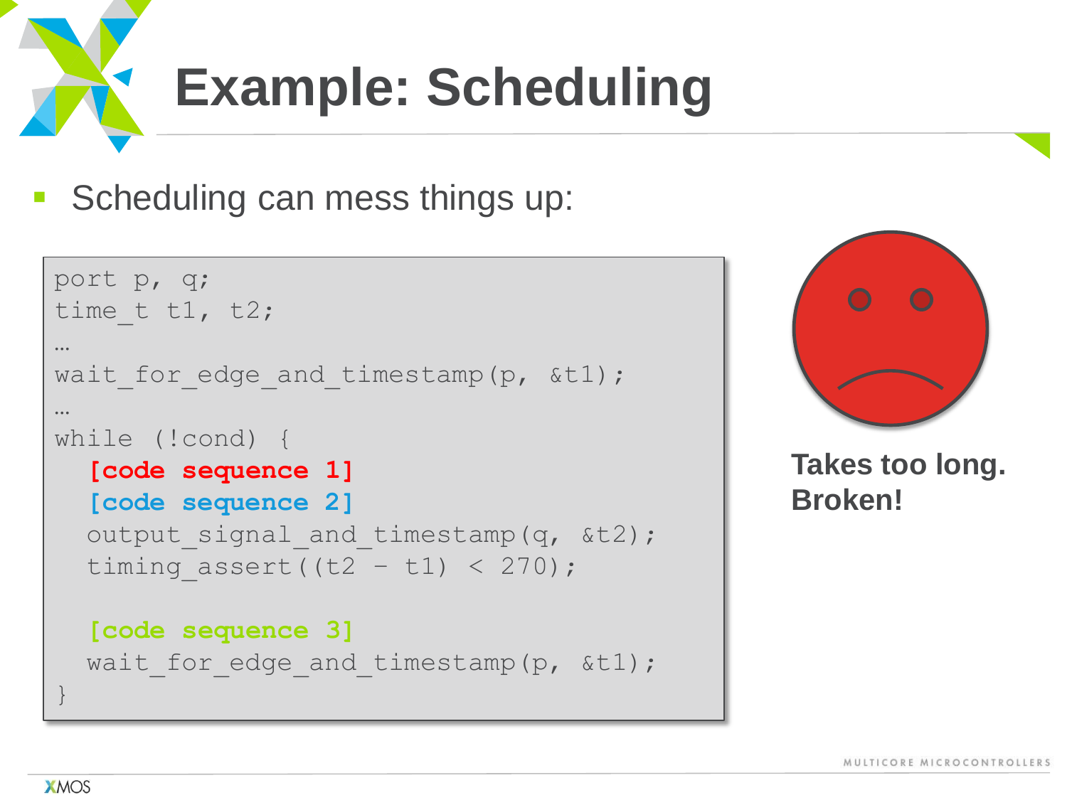# Example: Scheduling

- Scheduling can mess things up:

```
port p, q;
time_t t1, t2;
…
wait_for_edge_and_timestamp(p, &t1);
…
while (!cond) {
  [code sequence 1]
  [code sequence 2]
  output_signal_and_timestamp(q, &t2);
  timing_assert((t2 - t1) < 270);

  [code sequence 3]
  wait_for_edge_and_timestamp(p, &t1);
}
```

**Takes too long. Broken!**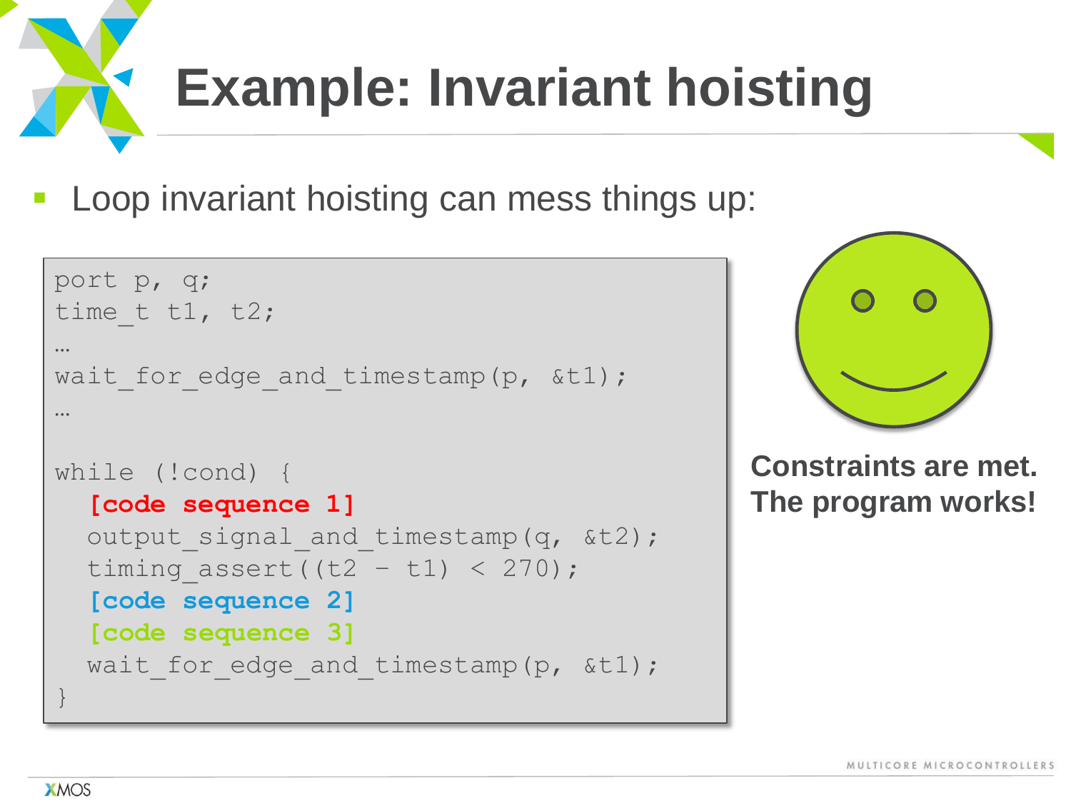# Example: Invariant hoisting

- Loop invariant hoisting can mess things up:

```
port p, q;
time_t t1, t2;
…
wait_for_edge_and_timestamp(p, &t1);
…

while (!cond) {
  [code sequence 1]
  output_signal_and_timestamp(q, &t2);
  timing_assert((t2 - t1) < 270);
  [code sequence 2]
  [code sequence 3]
  wait_for_edge_and_timestamp(p, &t1);
}
```

**Constraints are met. The program works!**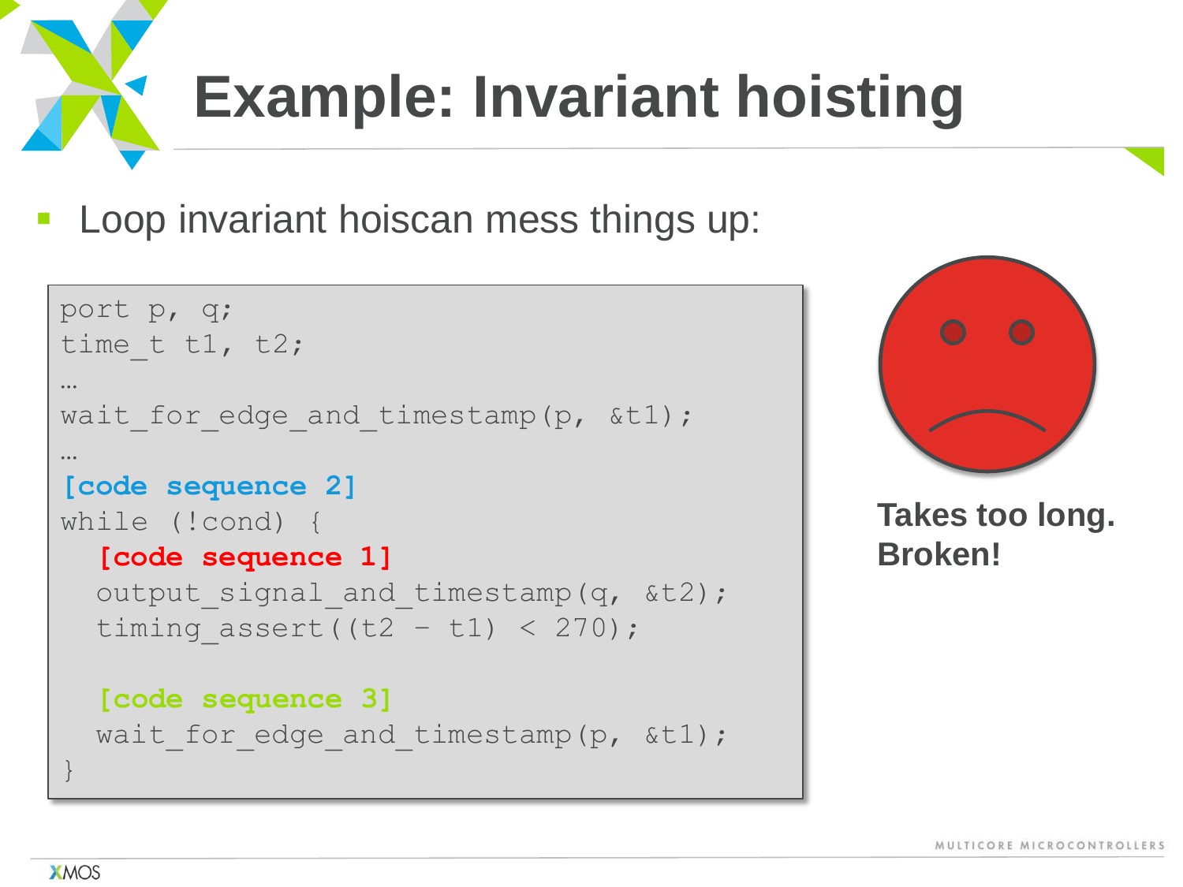# Example: Invariant hoisting

- Loop invariant hoiscan mess things up:

```
port p, q;
time_t t1, t2;
…
wait_for_edge_and_timestamp(p, &t1);
…
[code sequence 2]
while (!cond) {
  [code sequence 1]
  output_signal_and_timestamp(q, &t2);
  timing_assert((t2 - t1) < 270);

  [code sequence 3]
  wait_for_edge_and_timestamp(p, &t1);
}
```

**Takes too long. Broken!**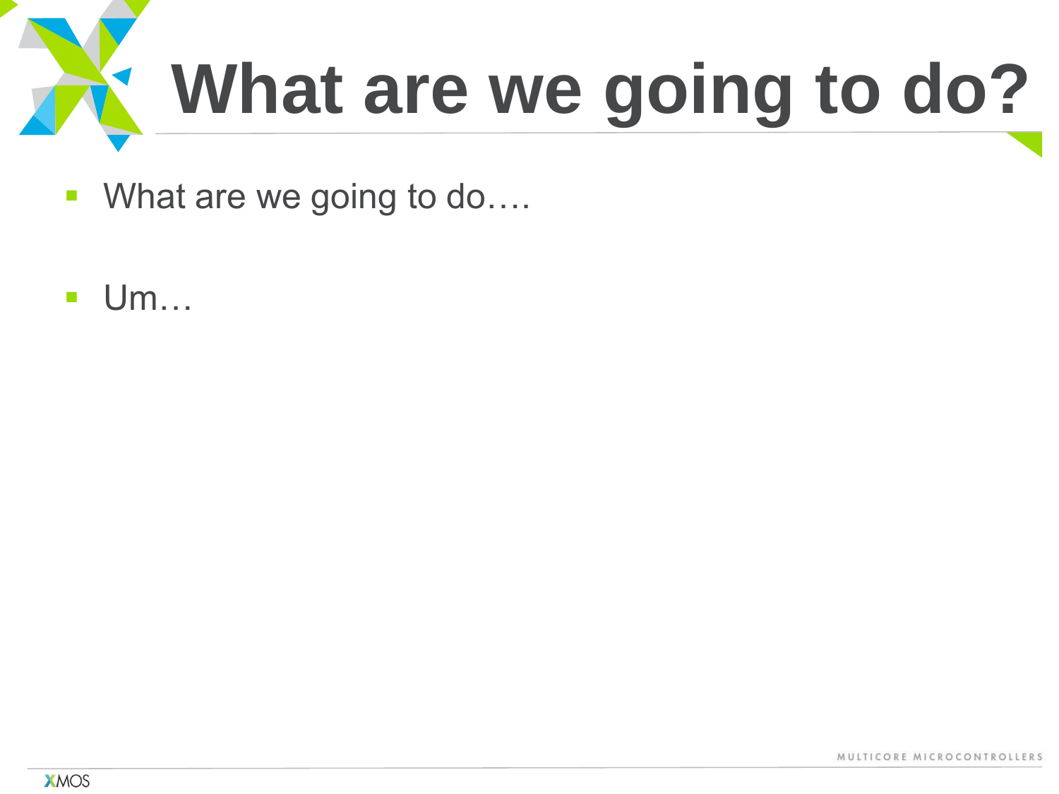# What are we going to do?

- What are we going to do….
- Um…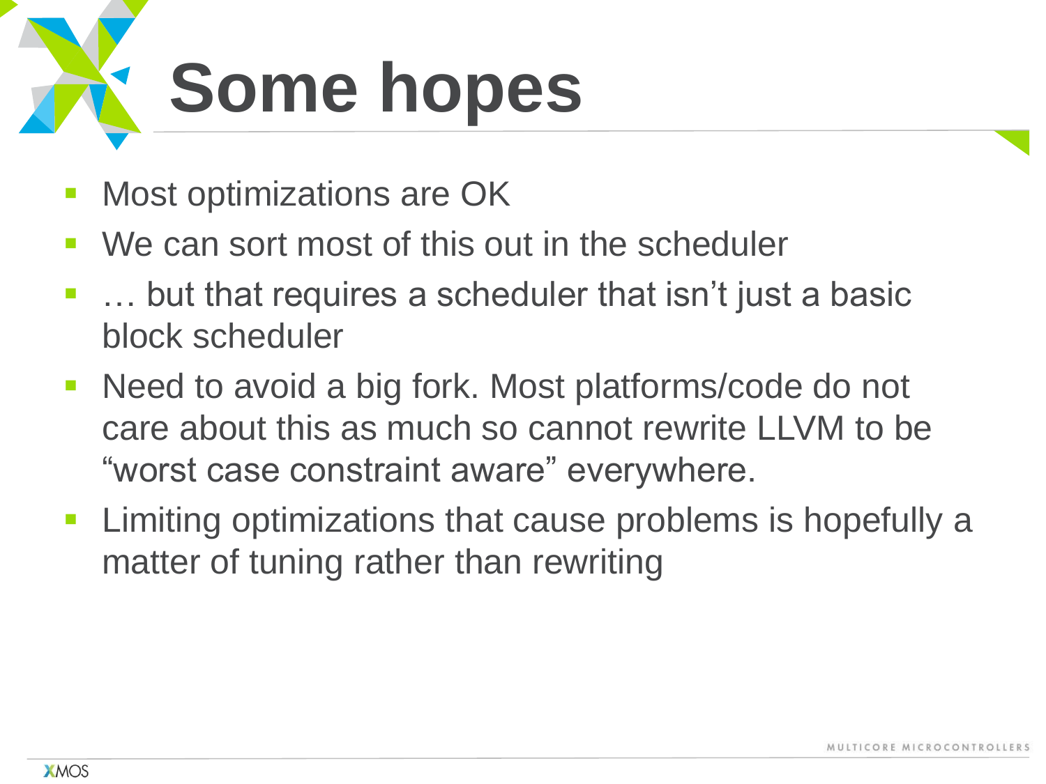# Some hopes

- Most optimizations are OK
- We can sort most of this out in the scheduler
- … but that requires a scheduler that isn't just a basic block scheduler
- Need to avoid a big fork. Most platforms/code do not care about this as much so cannot rewrite LLVM to be "worst case constraint aware" everywhere.
- Limiting optimizations that cause problems is hopefully a matter of tuning rather than rewriting